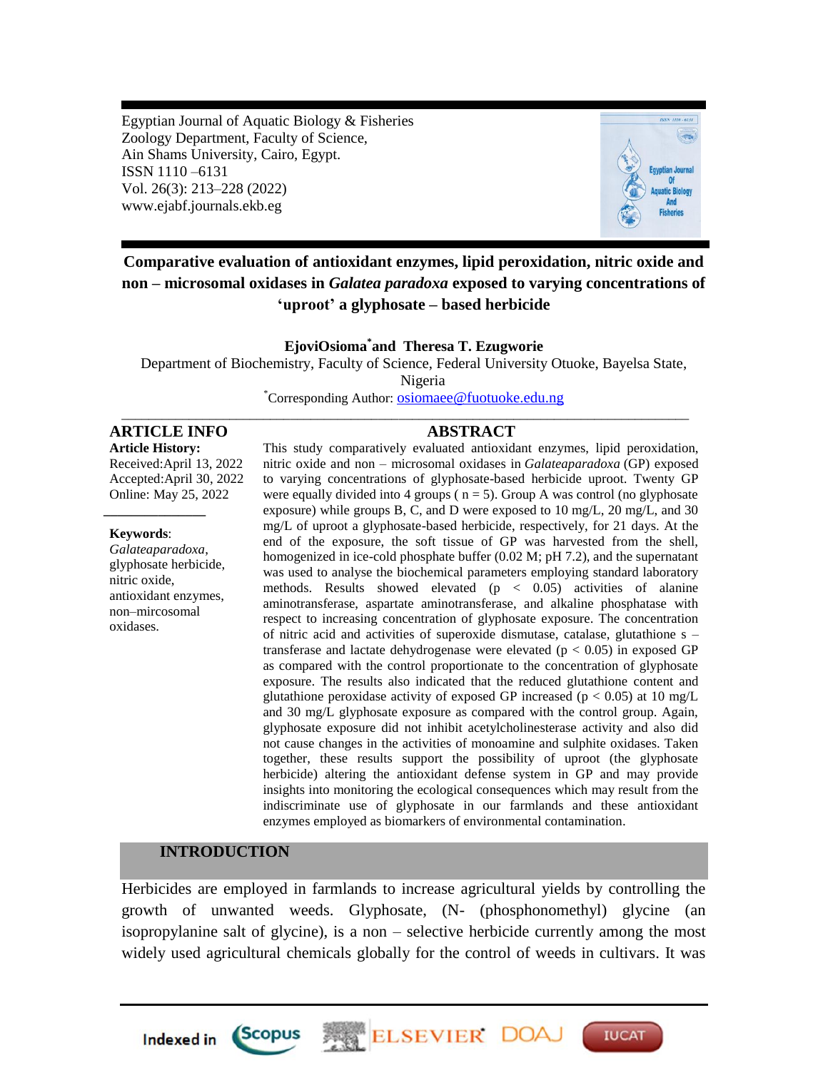Egyptian Journal of Aquatic Biology & Fisheries
Zoology Department, Faculty of Science,
Ain Shams University, Cairo, Egypt.
ISSN 1110 –6131
Vol. 26(3): 213–228 (2022)
www.ejabf.journals.ekb.eg

# Comparative evaluation of antioxidant enzymes, lipid peroxidation, nitric oxide and non – microsomal oxidases in *Galatea paradoxa* exposed to varying concentrations of 'uproot' a glyphosate – based herbicide

**EjoviOsioma[*] and Theresa T. Ezugworie**

Department of Biochemistry, Faculty of Science, Federal University Otuoke, Bayelsa State, Nigeria

[*]Corresponding Author: osiomaee@fuotuoke.edu.ng

---

## ARTICLE INFO

**Article History:**
Received:April 13, 2022
Accepted:April 30, 2022
Online: May 25, 2022

**Keywords**:
*Galateaparadoxa*,
glyphosate herbicide,
nitric oxide,
antioxidant enzymes,
non–mircosomal oxidases.

## ABSTRACT

This study comparatively evaluated antioxidant enzymes, lipid peroxidation, nitric oxide and non – microsomal oxidases in *Galateaparadoxa* (GP) exposed to varying concentrations of glyphosate-based herbicide uproot. Twenty GP were equally divided into 4 groups ( n = 5). Group A was control (no glyphosate exposure) while groups B, C, and D were exposed to 10 mg/L, 20 mg/L, and 30 mg/L of uproot a glyphosate-based herbicide, respectively, for 21 days. At the end of the exposure, the soft tissue of GP was harvested from the shell, homogenized in ice-cold phosphate buffer (0.02 M; pH 7.2), and the supernatant was used to analyse the biochemical parameters employing standard laboratory methods. Results showed elevated ($p < 0.05$) activities of alanine aminotransferase, aspartate aminotransferase, and alkaline phosphatase with respect to increasing concentration of glyphosate exposure. The concentration of nitric acid and activities of superoxide dismutase, catalase, glutathione s – transferase and lactate dehydrogenase were elevated ($p < 0.05$) in exposed GP as compared with the control proportionate to the concentration of glyphosate exposure. The results also indicated that the reduced glutathione content and glutathione peroxidase activity of exposed GP increased ($p < 0.05$) at 10 mg/L and 30 mg/L glyphosate exposure as compared with the control group. Again, glyphosate exposure did not inhibit acetylcholinesterase activity and also did not cause changes in the activities of monoamine and sulphite oxidases. Taken together, these results support the possibility of uproot (the glyphosate herbicide) altering the antioxidant defense system in GP and may provide insights into monitoring the ecological consequences which may result from the indiscriminate use of glyphosate in our farmlands and these antioxidant enzymes employed as biomarkers of environmental contamination.

## INTRODUCTION

Herbicides are employed in farmlands to increase agricultural yields by controlling the growth of unwanted weeds. Glyphosate, (N- (phosphonomethyl) glycine (an isopropylanine salt of glycine), is a non – selective herbicide currently among the most widely used agricultural chemicals globally for the control of weeds in cultivars. It was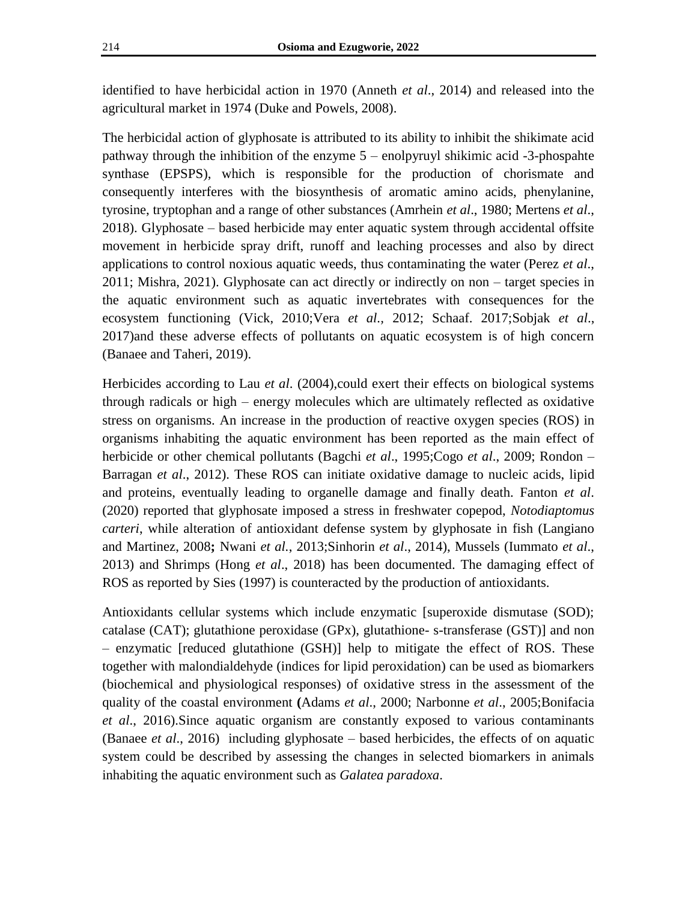identified to have herbicidal action in 1970 (Anneth *et al*., 2014) and released into the agricultural market in 1974 (Duke and Powels, 2008).

The herbicidal action of glyphosate is attributed to its ability to inhibit the shikimate acid pathway through the inhibition of the enzyme 5 – enolpyruyl shikimic acid -3-phospahte synthase (EPSPS), which is responsible for the production of chorismate and consequently interferes with the biosynthesis of aromatic amino acids, phenylanine, tyrosine, tryptophan and a range of other substances (Amrhein *et al*., 1980; Mertens *et al*., 2018). Glyphosate – based herbicide may enter aquatic system through accidental offsite movement in herbicide spray drift, runoff and leaching processes and also by direct applications to control noxious aquatic weeds, thus contaminating the water (Perez *et al*., 2011; Mishra, 2021). Glyphosate can act directly or indirectly on non – target species in the aquatic environment such as aquatic invertebrates with consequences for the ecosystem functioning (Vick, 2010;Vera *et al.,* 2012; Schaaf. 2017;Sobjak *et al*., 2017)and these adverse effects of pollutants on aquatic ecosystem is of high concern (Banaee and Taheri, 2019).

Herbicides according to Lau *et al*. (2004),could exert their effects on biological systems through radicals or high – energy molecules which are ultimately reflected as oxidative stress on organisms. An increase in the production of reactive oxygen species (ROS) in organisms inhabiting the aquatic environment has been reported as the main effect of herbicide or other chemical pollutants (Bagchi *et al*., 1995;Cogo *et al*., 2009; Rondon – Barragan *et al*., 2012). These ROS can initiate oxidative damage to nucleic acids, lipid and proteins, eventually leading to organelle damage and finally death. Fanton *et al*. (2020) reported that glyphosate imposed a stress in freshwater copepod, *Notodiaptomus carteri*, while alteration of antioxidant defense system by glyphosate in fish (Langiano and Martinez, 2008**;** Nwani *et al.*, 2013;Sinhorin *et al*., 2014), Mussels (Iummato *et al*., 2013) and Shrimps (Hong *et al*., 2018) has been documented. The damaging effect of ROS as reported by Sies (1997) is counteracted by the production of antioxidants.

Antioxidants cellular systems which include enzymatic [superoxide dismutase (SOD); catalase (CAT); glutathione peroxidase (GPx), glutathione- s-transferase (GST)] and non – enzymatic [reduced glutathione (GSH)] help to mitigate the effect of ROS. These together with malondialdehyde (indices for lipid peroxidation) can be used as biomarkers (biochemical and physiological responses) of oxidative stress in the assessment of the quality of the coastal environment **(**Adams *et al*., 2000; Narbonne *et al*., 2005;Bonifacia *et al*., 2016).Since aquatic organism are constantly exposed to various contaminants (Banaee *et al*., 2016) including glyphosate – based herbicides, the effects of on aquatic system could be described by assessing the changes in selected biomarkers in animals inhabiting the aquatic environment such as *Galatea paradoxa*.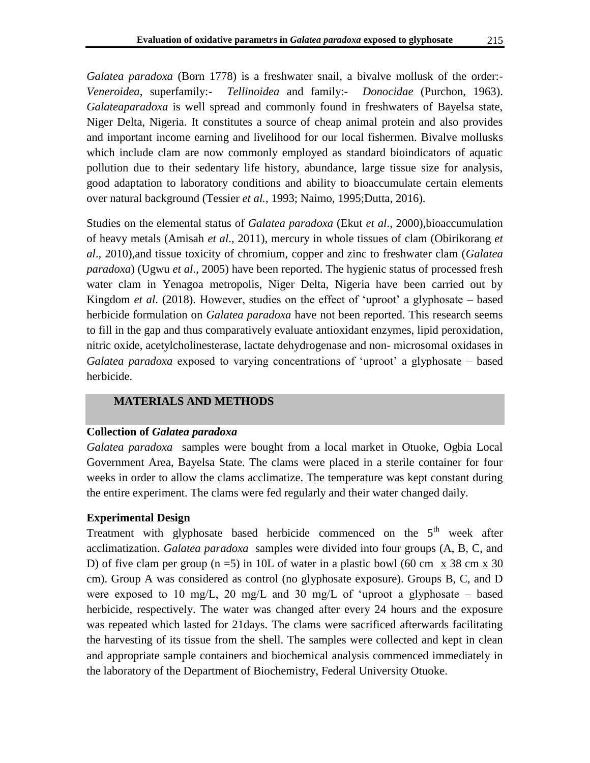*Galatea paradoxa* (Born 1778) is a freshwater snail, a bivalve mollusk of the order:- *Veneroidea*, superfamily:- *Tellinoidea* and family:- *Donocidae* (Purchon, 1963). *Galateaparadoxa* is well spread and commonly found in freshwaters of Bayelsa state, Niger Delta, Nigeria. It constitutes a source of cheap animal protein and also provides and important income earning and livelihood for our local fishermen. Bivalve mollusks which include clam are now commonly employed as standard bioindicators of aquatic pollution due to their sedentary life history, abundance, large tissue size for analysis, good adaptation to laboratory conditions and ability to bioaccumulate certain elements over natural background (Tessier *et al.*, 1993; Naimo, 1995;Dutta, 2016).

Studies on the elemental status of *Galatea paradoxa* (Ekut *et al*., 2000),bioaccumulation of heavy metals (Amisah *et al*., 2011), mercury in whole tissues of clam (Obirikorang *et al*., 2010),and tissue toxicity of chromium, copper and zinc to freshwater clam (*Galatea paradoxa*) (Ugwu *et al*., 2005) have been reported. The hygienic status of processed fresh water clam in Yenagoa metropolis, Niger Delta, Nigeria have been carried out by Kingdom *et al*. (2018). However, studies on the effect of 'uproot' a glyphosate – based herbicide formulation on *Galatea paradoxa* have not been reported. This research seems to fill in the gap and thus comparatively evaluate antioxidant enzymes, lipid peroxidation, nitric oxide, acetylcholinesterase, lactate dehydrogenase and non- microsomal oxidases in *Galatea paradoxa* exposed to varying concentrations of 'uproot' a glyphosate – based herbicide.

## MATERIALS AND METHODS

### Collection of *Galatea paradoxa*

*Galatea paradoxa* samples were bought from a local market in Otuoke, Ogbia Local Government Area, Bayelsa State. The clams were placed in a sterile container for four weeks in order to allow the clams acclimatize. The temperature was kept constant during the entire experiment. The clams were fed regularly and their water changed daily.

### Experimental Design

Treatment with glyphosate based herbicide commenced on the 5th week after acclimatization. *Galatea paradoxa* samples were divided into four groups (A, B, C, and D) of five clam per group (n =5) in 10L of water in a plastic bowl (60 cm x 38 cm x 30 cm). Group A was considered as control (no glyphosate exposure). Groups B, C, and D were exposed to 10 mg/L, 20 mg/L and 30 mg/L of 'uproot a glyphosate – based herbicide, respectively. The water was changed after every 24 hours and the exposure was repeated which lasted for 21days. The clams were sacrificed afterwards facilitating the harvesting of its tissue from the shell. The samples were collected and kept in clean and appropriate sample containers and biochemical analysis commenced immediately in the laboratory of the Department of Biochemistry, Federal University Otuoke.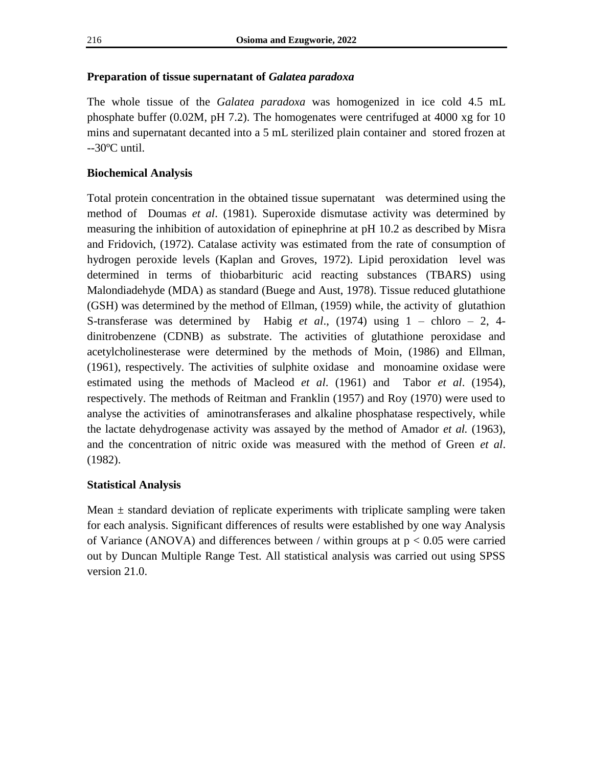### Preparation of tissue supernatant of *Galatea paradoxa*

The whole tissue of the *Galatea paradoxa* was homogenized in ice cold 4.5 mL phosphate buffer (0.02M, pH 7.2). The homogenates were centrifuged at 4000 xg for 10 mins and supernatant decanted into a 5 mL sterilized plain container and stored frozen at --30ºC until.

### Biochemical Analysis

Total protein concentration in the obtained tissue supernatant was determined using the method of Doumas *et al*. (1981). Superoxide dismutase activity was determined by measuring the inhibition of autoxidation of epinephrine at pH 10.2 as described by Misra and Fridovich, (1972). Catalase activity was estimated from the rate of consumption of hydrogen peroxide levels (Kaplan and Groves, 1972). Lipid peroxidation level was determined in terms of thiobarbituric acid reacting substances (TBARS) using Malondiadehyde (MDA) as standard (Buege and Aust, 1978). Tissue reduced glutathione (GSH) was determined by the method of Ellman, (1959) while, the activity of glutathion S-transferase was determined by Habig *et al*., (1974) using 1 – chloro – 2, 4-dinitrobenzene (CDNB) as substrate. The activities of glutathione peroxidase and acetylcholinesterase were determined by the methods of Moin, (1986) and Ellman, (1961), respectively. The activities of sulphite oxidase and monoamine oxidase were estimated using the methods of Macleod *et al*. (1961) and Tabor *et al*. (1954), respectively. The methods of Reitman and Franklin (1957) and Roy (1970) were used to analyse the activities of aminotransferases and alkaline phosphatase respectively, while the lactate dehydrogenase activity was assayed by the method of Amador *et al.* (1963), and the concentration of nitric oxide was measured with the method of Green *et al*. (1982).

### Statistical Analysis

Mean ± standard deviation of replicate experiments with triplicate sampling were taken for each analysis. Significant differences of results were established by one way Analysis of Variance (ANOVA) and differences between / within groups at $p < 0.05$ were carried out by Duncan Multiple Range Test. All statistical analysis was carried out using SPSS version 21.0.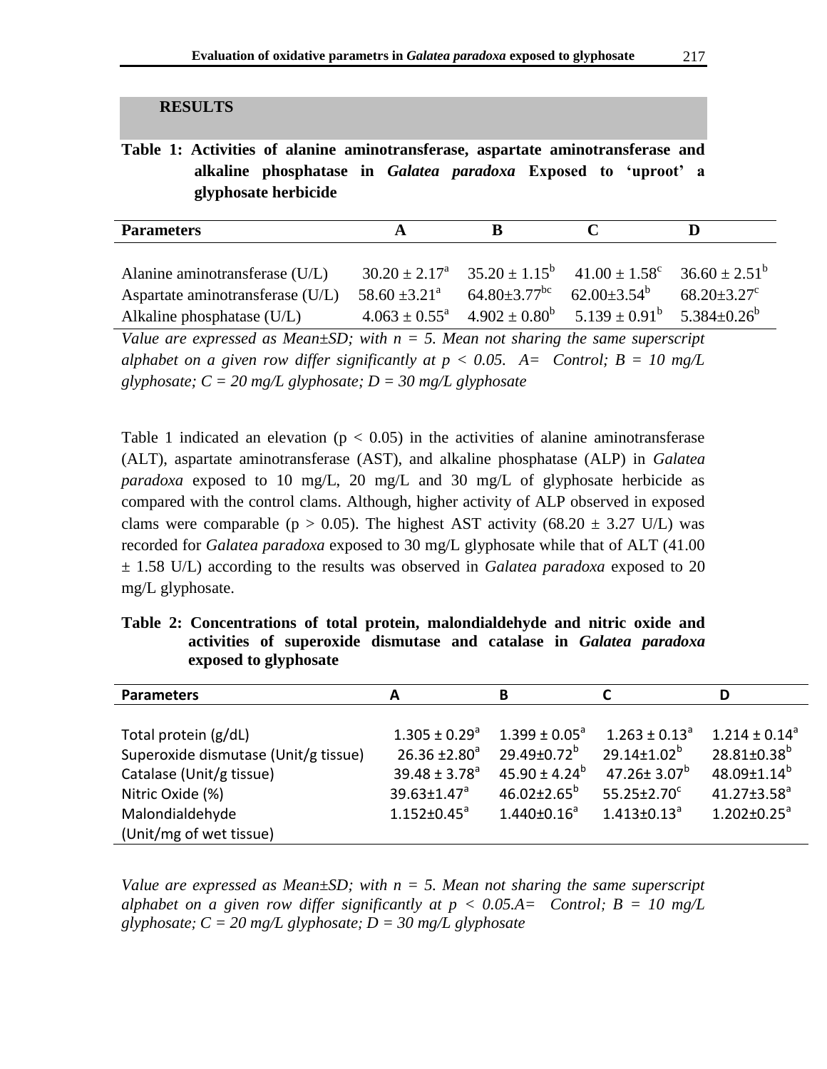## RESULTS

**Table 1: Activities of alanine aminotransferase, aspartate aminotransferase and alkaline phosphatase in *Galatea paradoxa* Exposed to 'uproot' a glyphosate herbicide**

| Parameters | A | B | C | D |
|---|---|---|---|---|
| Alanine aminotransferase (U/L) | $30.20 \pm 2.17^{a}$ | $35.20 \pm 1.15^{b}$ | $41.00 \pm 1.58^{c}$ | $36.60 \pm 2.51^{b}$ |
| Aspartate aminotransferase (U/L) | $58.60 \pm 3.21^{a}$ | $64.80 \pm 3.77^{bc}$ | $62.00 \pm 3.54^{b}$ | $68.20 \pm 3.27^{c}$ |
| Alkaline phosphatase (U/L) | $4.063 \pm 0.55^{a}$ | $4.902 \pm 0.80^{b}$ | $5.139 \pm 0.91^{b}$ | $5.384 \pm 0.26^{b}$ |

*Value are expressed as Mean±SD; with n = 5. Mean not sharing the same superscript alphabet on a given row differ significantly at p < 0.05. A= Control; B = 10 mg/L glyphosate; C = 20 mg/L glyphosate; D = 30 mg/L glyphosate*

Table 1 indicated an elevation ($p < 0.05$) in the activities of alanine aminotransferase (ALT), aspartate aminotransferase (AST), and alkaline phosphatase (ALP) in *Galatea paradoxa* exposed to 10 mg/L, 20 mg/L and 30 mg/L of glyphosate herbicide as compared with the control clams. Although, higher activity of ALP observed in exposed clams were comparable ($p > 0.05$). The highest AST activity (68.20 ± 3.27 U/L) was recorded for *Galatea paradoxa* exposed to 30 mg/L glyphosate while that of ALT (41.00 ± 1.58 U/L) according to the results was observed in *Galatea paradoxa* exposed to 20 mg/L glyphosate.

**Table 2: Concentrations of total protein, malondialdehyde and nitric oxide and activities of superoxide dismutase and catalase in *Galatea paradoxa* exposed to glyphosate**

| Parameters | A | B | C | D |
|---|---|---|---|---|
| Total protein (g/dL) | $1.305 \pm 0.29^{a}$ | $1.399 \pm 0.05^{a}$ | $1.263 \pm 0.13^{a}$ | $1.214 \pm 0.14^{a}$ |
| Superoxide dismutase (Unit/g tissue) | $26.36 \pm 2.80^{a}$ | $29.49 \pm 0.72^{b}$ | $29.14 \pm 1.02^{b}$ | $28.81 \pm 0.38^{b}$ |
| Catalase (Unit/g tissue) | $39.48 \pm 3.78^{a}$ | $45.90 \pm 4.24^{b}$ | $47.26 \pm 3.07^{b}$ | $48.09 \pm 1.14^{b}$ |
| Nitric Oxide (%) | $39.63 \pm 1.47^{a}$ | $46.02 \pm 2.65^{b}$ | $55.25 \pm 2.70^{c}$ | $41.27 \pm 3.58^{a}$ |
| Malondialdehyde (Unit/mg of wet tissue) | $1.152 \pm 0.45^{a}$ | $1.440 \pm 0.16^{a}$ | $1.413 \pm 0.13^{a}$ | $1.202 \pm 0.25^{a}$ |

*Value are expressed as Mean±SD; with n = 5. Mean not sharing the same superscript alphabet on a given row differ significantly at p < 0.05.A= Control; B = 10 mg/L glyphosate; C = 20 mg/L glyphosate; D = 30 mg/L glyphosate*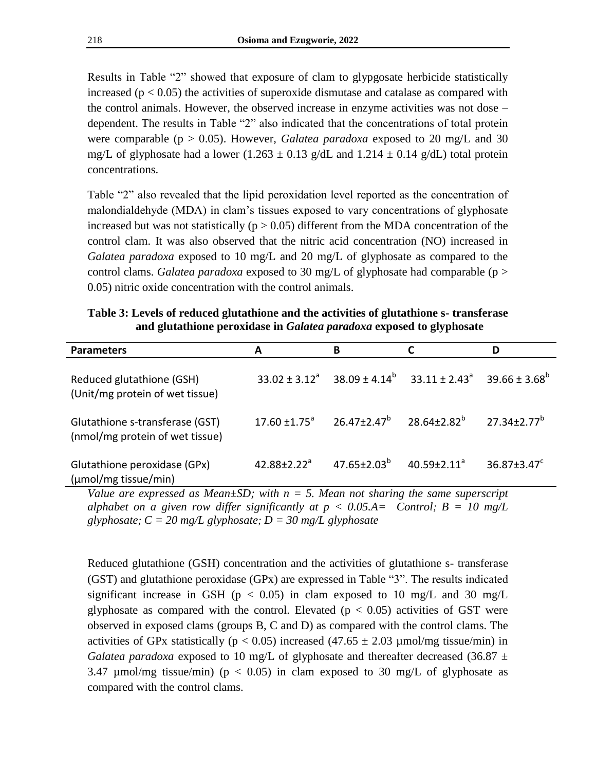Results in Table "2" showed that exposure of clam to glypgosate herbicide statistically increased ($p < 0.05$) the activities of superoxide dismutase and catalase as compared with the control animals. However, the observed increase in enzyme activities was not dose – dependent. The results in Table "2" also indicated that the concentrations of total protein were comparable ($p > 0.05$). However, *Galatea paradoxa* exposed to 20 mg/L and 30 mg/L of glyphosate had a lower (1.263 ± 0.13 g/dL and 1.214 ± 0.14 g/dL) total protein concentrations.

Table "2" also revealed that the lipid peroxidation level reported as the concentration of malondialdehyde (MDA) in clam's tissues exposed to vary concentrations of glyphosate increased but was not statistically ($p > 0.05$) different from the MDA concentration of the control clam. It was also observed that the nitric acid concentration (NO) increased in *Galatea paradoxa* exposed to 10 mg/L and 20 mg/L of glyphosate as compared to the control clams. *Galatea paradoxa* exposed to 30 mg/L of glyphosate had comparable ($p > 0.05$) nitric oxide concentration with the control animals.

**Table 3: Levels of reduced glutathione and the activities of glutathione s- transferase and glutathione peroxidase in *Galatea paradoxa* exposed to glyphosate**

| Parameters | A | B | C | D |
|---|---|---|---|---|
| Reduced glutathione (GSH) (Unit/mg protein of wet tissue) | 33.02 ± 3.12[a] | 38.09 ± 4.14[b] | 33.11 ± 2.43[a] | 39.66 ± 3.68[b] |
| Glutathione s-transferase (GST) (nmol/mg protein of wet tissue) | 17.60 ±1.75[a] | 26.47±2.47[b] | 28.64±2.82[b] | 27.34±2.77[b] |
| Glutathione peroxidase (GPx) (μmol/mg tissue/min) | 42.88±2.22[a] | 47.65±2.03[b] | 40.59±2.11[a] | 36.87±3.47[c] |

*Value are expressed as Mean±SD; with n = 5. Mean not sharing the same superscript alphabet on a given row differ significantly at $p < 0.05$.A= Control; B = 10 mg/L glyphosate; C = 20 mg/L glyphosate; D = 30 mg/L glyphosate*

Reduced glutathione (GSH) concentration and the activities of glutathione s- transferase (GST) and glutathione peroxidase (GPx) are expressed in Table "3". The results indicated significant increase in GSH ($p < 0.05$) in clam exposed to 10 mg/L and 30 mg/L glyphosate as compared with the control. Elevated ($p < 0.05$) activities of GST were observed in exposed clams (groups B, C and D) as compared with the control clams. The activities of GPx statistically ($p < 0.05$) increased (47.65 ± 2.03 µmol/mg tissue/min) in *Galatea paradoxa* exposed to 10 mg/L of glyphosate and thereafter decreased (36.87 ± 3.47 µmol/mg tissue/min) ($p < 0.05$) in clam exposed to 30 mg/L of glyphosate as compared with the control clams.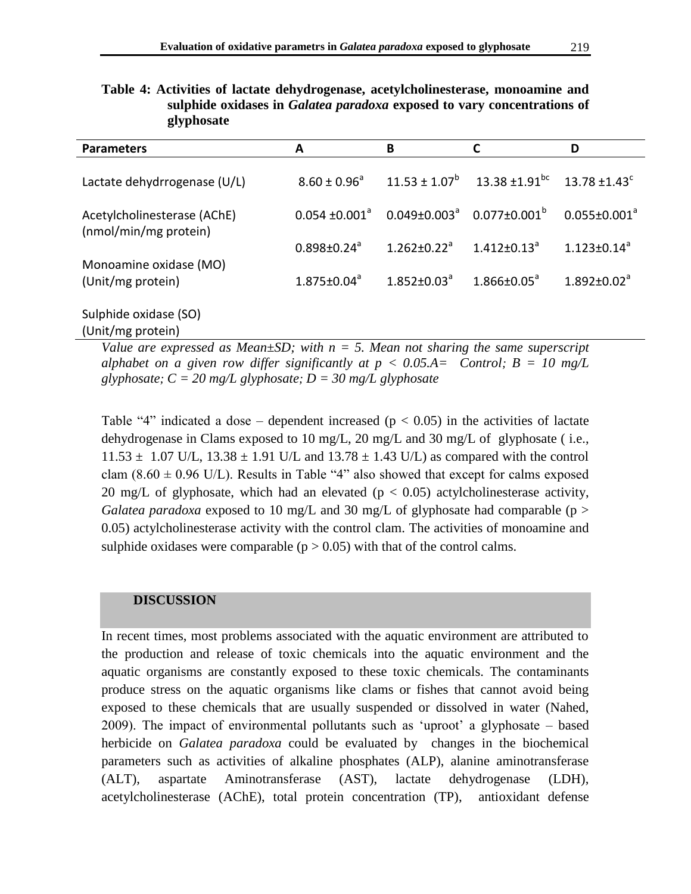**Table 4: Activities of lactate dehydrogenase, acetylcholinesterase, monoamine and sulphide oxidases in *Galatea paradoxa* exposed to vary concentrations of glyphosate**

| Parameters | A | B | C | D |
|---|---|---|---|---|
| Lactate dehydrrogenase (U/L) | $8.60 \pm 0.96^{a}$ | $11.53 \pm 1.07^{b}$ | $13.38 \pm 1.91^{bc}$ | $13.78 \pm 1.43^{c}$ |
| Acetylcholinesterase (AChE) (nmol/min/mg protein) | $0.054 \pm 0.001^{a}$ | $0.049 \pm 0.003^{a}$ | $0.077 \pm 0.001^{b}$ | $0.055 \pm 0.001^{a}$ |
| Monoamine oxidase (MO) (Unit/mg protein) | $0.898 \pm 0.24^{a}$ | $1.262 \pm 0.22^{a}$ | $1.412 \pm 0.13^{a}$ | $1.123 \pm 0.14^{a}$ |
| Sulphide oxidase (SO) (Unit/mg protein) | $1.875 \pm 0.04^{a}$ | $1.852 \pm 0.03^{a}$ | $1.866 \pm 0.05^{a}$ | $1.892 \pm 0.02^{a}$ |

*Value are expressed as Mean±SD; with n = 5. Mean not sharing the same superscript alphabet on a given row differ significantly at $p < 0.05$.A= Control; B = 10 mg/L glyphosate; C = 20 mg/L glyphosate; D = 30 mg/L glyphosate*

Table "4" indicated a dose – dependent increased ($p < 0.05$) in the activities of lactate dehydrogenase in Clams exposed to 10 mg/L, 20 mg/L and 30 mg/L of glyphosate ( i.e., $11.53 \pm 1.07$ U/L, $13.38 \pm 1.91$ U/L and $13.78 \pm 1.43$ U/L) as compared with the control clam ($8.60 \pm 0.96$ U/L). Results in Table "4" also showed that except for calms exposed 20 mg/L of glyphosate, which had an elevated ($p < 0.05$) actylcholinesterase activity, *Galatea paradoxa* exposed to 10 mg/L and 30 mg/L of glyphosate had comparable ($p > 0.05$) actylcholinesterase activity with the control clam. The activities of monoamine and sulphide oxidases were comparable ($p > 0.05$) with that of the control calms.

## DISCUSSION

In recent times, most problems associated with the aquatic environment are attributed to the production and release of toxic chemicals into the aquatic environment and the aquatic organisms are constantly exposed to these toxic chemicals. The contaminants produce stress on the aquatic organisms like clams or fishes that cannot avoid being exposed to these chemicals that are usually suspended or dissolved in water (Nahed, 2009). The impact of environmental pollutants such as 'uproot' a glyphosate – based herbicide on *Galatea paradoxa* could be evaluated by changes in the biochemical parameters such as activities of alkaline phosphates (ALP), alanine aminotransferase (ALT), aspartate Aminotransferase (AST), lactate dehydrogenase (LDH), acetylcholinesterase (AChE), total protein concentration (TP), antioxidant defense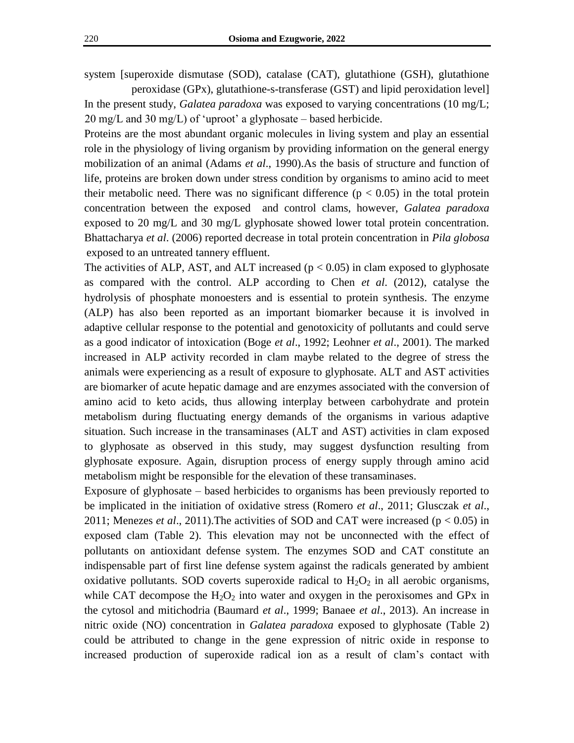system [superoxide dismutase (SOD), catalase (CAT), glutathione (GSH), glutathione peroxidase (GPx), glutathione-s-transferase (GST) and lipid peroxidation level]

In the present study, *Galatea paradoxa* was exposed to varying concentrations (10 mg/L; 20 mg/L and 30 mg/L) of 'uproot' a glyphosate – based herbicide.

Proteins are the most abundant organic molecules in living system and play an essential role in the physiology of living organism by providing information on the general energy mobilization of an animal (Adams *et al*., 1990).As the basis of structure and function of life, proteins are broken down under stress condition by organisms to amino acid to meet their metabolic need. There was no significant difference ($p < 0.05$) in the total protein concentration between the exposed and control clams, however, *Galatea paradoxa* exposed to 20 mg/L and 30 mg/L glyphosate showed lower total protein concentration. Bhattacharya *et al*. (2006) reported decrease in total protein concentration in *Pila globosa* exposed to an untreated tannery effluent.

The activities of ALP, AST, and ALT increased ($p < 0.05$) in clam exposed to glyphosate as compared with the control. ALP according to Chen *et al*. (2012), catalyse the hydrolysis of phosphate monoesters and is essential to protein synthesis. The enzyme (ALP) has also been reported as an important biomarker because it is involved in adaptive cellular response to the potential and genotoxicity of pollutants and could serve as a good indicator of intoxication (Boge *et al*., 1992; Leohner *et al*., 2001). The marked increased in ALP activity recorded in clam maybe related to the degree of stress the animals were experiencing as a result of exposure to glyphosate. ALT and AST activities are biomarker of acute hepatic damage and are enzymes associated with the conversion of amino acid to keto acids, thus allowing interplay between carbohydrate and protein metabolism during fluctuating energy demands of the organisms in various adaptive situation. Such increase in the transaminases (ALT and AST) activities in clam exposed to glyphosate as observed in this study, may suggest dysfunction resulting from glyphosate exposure. Again, disruption process of energy supply through amino acid metabolism might be responsible for the elevation of these transaminases.

Exposure of glyphosate – based herbicides to organisms has been previously reported to be implicated in the initiation of oxidative stress (Romero *et al*., 2011; Glusczak *et al*., 2011; Menezes *et al*., 2011).The activities of SOD and CAT were increased ($p < 0.05$) in exposed clam (Table 2). This elevation may not be unconnected with the effect of pollutants on antioxidant defense system. The enzymes SOD and CAT constitute an indispensable part of first line defense system against the radicals generated by ambient oxidative pollutants. SOD coverts superoxide radical to $H_2O_2$ in all aerobic organisms, while CAT decompose the $H_2O_2$ into water and oxygen in the peroxisomes and GPx in the cytosol and mitichodria (Baumard *et al*., 1999; Banaee *et al*., 2013). An increase in nitric oxide (NO) concentration in *Galatea paradoxa* exposed to glyphosate (Table 2) could be attributed to change in the gene expression of nitric oxide in response to increased production of superoxide radical ion as a result of clam's contact with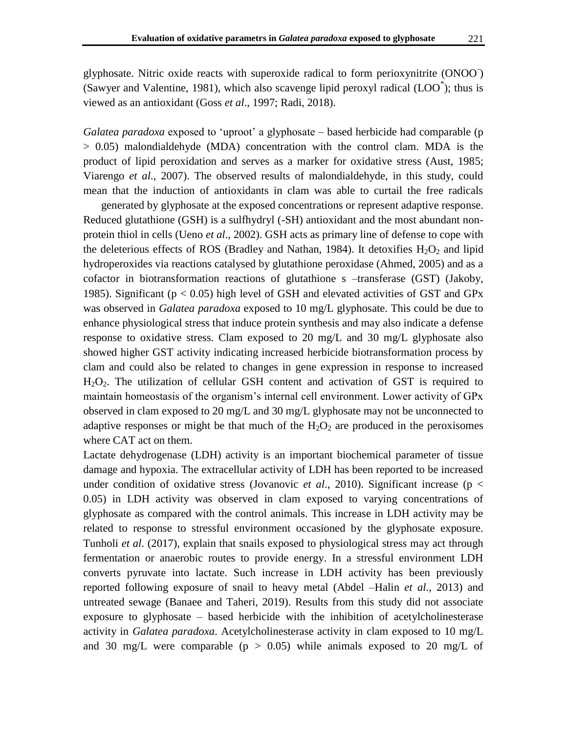glyphosate. Nitric oxide reacts with superoxide radical to form perioxynitrite ($ONOO^-$) (Sawyer and Valentine, 1981), which also scavenge lipid peroxyl radical ($LOO^*$); thus is viewed as an antioxidant (Goss *et al*., 1997; Radi, 2018).

*Galatea paradoxa* exposed to 'uproot' a glyphosate – based herbicide had comparable ($p > 0.05$) malondialdehyde (MDA) concentration with the control clam. MDA is the product of lipid peroxidation and serves as a marker for oxidative stress (Aust, 1985; Viarengo *et al*., 2007). The observed results of malondialdehyde, in this study, could mean that the induction of antioxidants in clam was able to curtail the free radicals generated by glyphosate at the exposed concentrations or represent adaptive response. Reduced glutathione (GSH) is a sulfhydryl (-SH) antioxidant and the most abundant non-protein thiol in cells (Ueno *et al*., 2002). GSH acts as primary line of defense to cope with the deleterious effects of ROS (Bradley and Nathan, 1984). It detoxifies $H_2O_2$ and lipid hydroperoxides via reactions catalysed by glutathione peroxidase (Ahmed, 2005) and as a cofactor in biotransformation reactions of glutathione s –transferase (GST) (Jakoby, 1985). Significant ($p < 0.05$) high level of GSH and elevated activities of GST and GPx was observed in *Galatea paradoxa* exposed to 10 mg/L glyphosate. This could be due to enhance physiological stress that induce protein synthesis and may also indicate a defense response to oxidative stress. Clam exposed to 20 mg/L and 30 mg/L glyphosate also showed higher GST activity indicating increased herbicide biotransformation process by clam and could also be related to changes in gene expression in response to increased $H_2O_2$. The utilization of cellular GSH content and activation of GST is required to maintain homeostasis of the organism's internal cell environment. Lower activity of GPx observed in clam exposed to 20 mg/L and 30 mg/L glyphosate may not be unconnected to adaptive responses or might be that much of the $H_2O_2$ are produced in the peroxisomes where CAT act on them.

Lactate dehydrogenase (LDH) activity is an important biochemical parameter of tissue damage and hypoxia. The extracellular activity of LDH has been reported to be increased under condition of oxidative stress (Jovanovic *et al*., 2010). Significant increase ($p < 0.05$) in LDH activity was observed in clam exposed to varying concentrations of glyphosate as compared with the control animals. This increase in LDH activity may be related to response to stressful environment occasioned by the glyphosate exposure. Tunholi *et al*. (2017), explain that snails exposed to physiological stress may act through fermentation or anaerobic routes to provide energy. In a stressful environment LDH converts pyruvate into lactate. Such increase in LDH activity has been previously reported following exposure of snail to heavy metal (Abdel –Halin *et al*., 2013) and untreated sewage (Banaee and Taheri, 2019). Results from this study did not associate exposure to glyphosate – based herbicide with the inhibition of acetylcholinesterase activity in *Galatea paradoxa*. Acetylcholinesterase activity in clam exposed to 10 mg/L and 30 mg/L were comparable ($p > 0.05$) while animals exposed to 20 mg/L of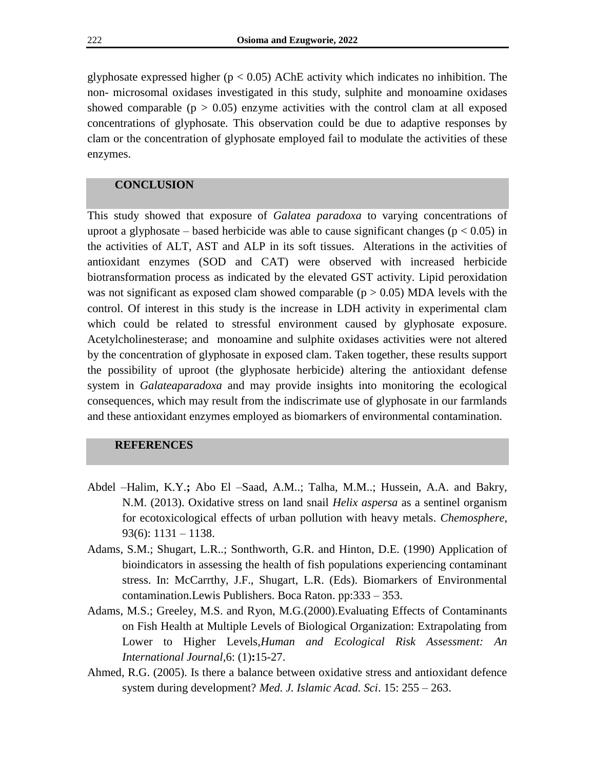glyphosate expressed higher ($p < 0.05$) AChE activity which indicates no inhibition. The non- microsomal oxidases investigated in this study, sulphite and monoamine oxidases showed comparable ($p > 0.05$) enzyme activities with the control clam at all exposed concentrations of glyphosate. This observation could be due to adaptive responses by clam or the concentration of glyphosate employed fail to modulate the activities of these enzymes.

## CONCLUSION

This study showed that exposure of *Galatea paradoxa* to varying concentrations of uproot a glyphosate – based herbicide was able to cause significant changes ($p < 0.05$) in the activities of ALT, AST and ALP in its soft tissues. Alterations in the activities of antioxidant enzymes (SOD and CAT) were observed with increased herbicide biotransformation process as indicated by the elevated GST activity. Lipid peroxidation was not significant as exposed clam showed comparable ($p > 0.05$) MDA levels with the control. Of interest in this study is the increase in LDH activity in experimental clam which could be related to stressful environment caused by glyphosate exposure. Acetylcholinesterase; and monoamine and sulphite oxidases activities were not altered by the concentration of glyphosate in exposed clam. Taken together, these results support the possibility of uproot (the glyphosate herbicide) altering the antioxidant defense system in *Galateaparadoxa* and may provide insights into monitoring the ecological consequences, which may result from the indiscrimate use of glyphosate in our farmlands and these antioxidant enzymes employed as biomarkers of environmental contamination.

## REFERENCES

Abdel –Halim, K.Y.**;** Abo El –Saad, A.M..; Talha, M.M..; Hussein, A.A. and Bakry, N.M. (2013). Oxidative stress on land snail *Helix aspersa* as a sentinel organism for ecotoxicological effects of urban pollution with heavy metals. *Chemosphere*, 93(6): 1131 – 1138.

Adams, S.M.; Shugart, L.R..; Sonthworth, G.R. and Hinton, D.E. (1990) Application of bioindicators in assessing the health of fish populations experiencing contaminant stress. In: McCarrthy, J.F., Shugart, L.R. (Eds). Biomarkers of Environmental contamination.Lewis Publishers. Boca Raton. pp:333 – 353.

Adams, M.S.; Greeley, M.S. and Ryon, M.G.(2000).Evaluating Effects of Contaminants on Fish Health at Multiple Levels of Biological Organization: Extrapolating from Lower to Higher Levels,*Human and Ecological Risk Assessment: An International Journal*,6: (1)**:**15-27.

Ahmed, R.G. (2005). Is there a balance between oxidative stress and antioxidant defence system during development? *Med. J. Islamic Acad. Sci*. 15: 255 – 263.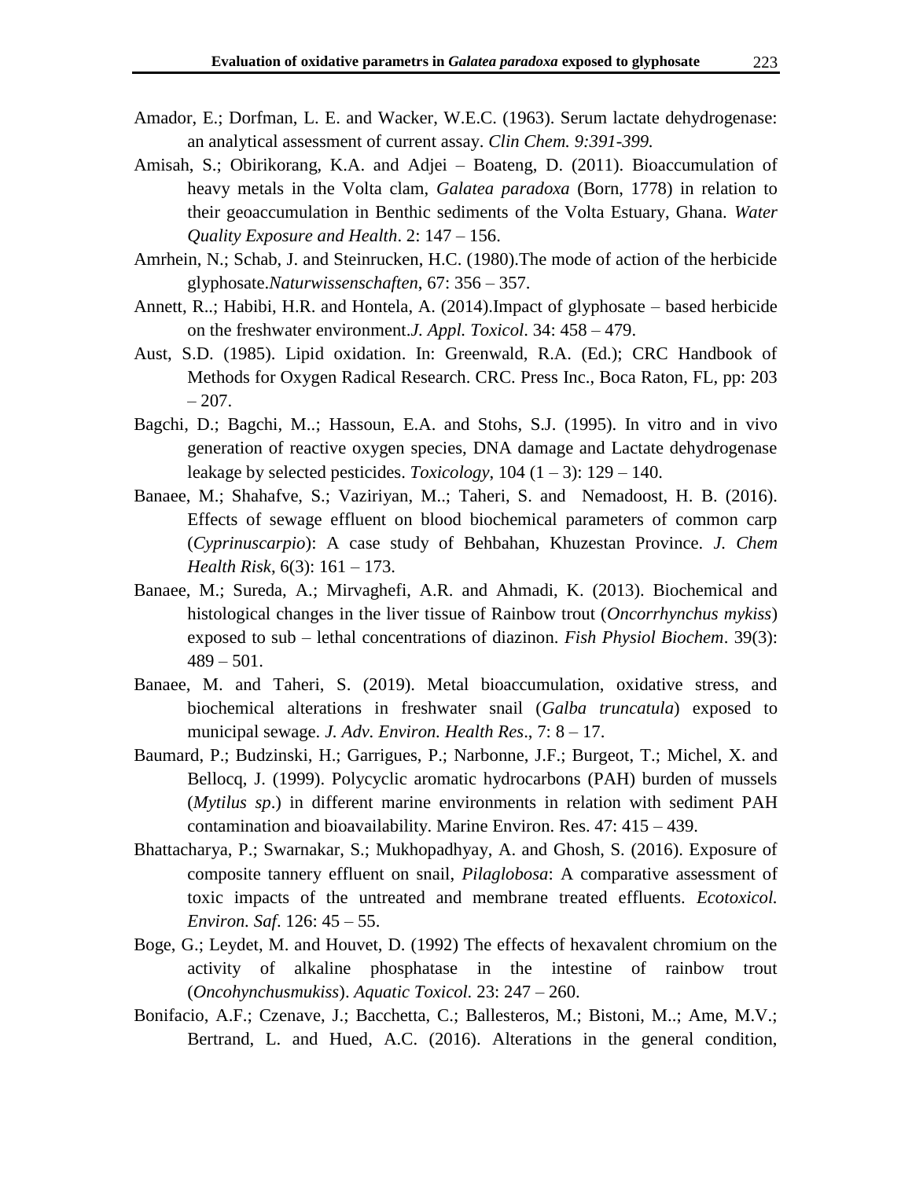Amador, E.; Dorfman, L. E. and Wacker, W.E.C. (1963). Serum lactate dehydrogenase: an analytical assessment of current assay. *Clin Chem. 9:391-399.*

Amisah, S.; Obirikorang, K.A. and Adjei – Boateng, D. (2011). Bioaccumulation of heavy metals in the Volta clam, *Galatea paradoxa* (Born, 1778) in relation to their geoaccumulation in Benthic sediments of the Volta Estuary, Ghana. *Water Quality Exposure and Health*. 2: 147 – 156.

Amrhein, N.; Schab, J. and Steinrucken, H.C. (1980).The mode of action of the herbicide glyphosate.*Naturwissenschaften*, 67: 356 – 357.

Annett, R..; Habibi, H.R. and Hontela, A. (2014).Impact of glyphosate – based herbicide on the freshwater environment.*J. Appl. Toxicol*. 34: 458 – 479.

Aust, S.D. (1985). Lipid oxidation. In: Greenwald, R.A. (Ed.); CRC Handbook of Methods for Oxygen Radical Research. CRC. Press Inc., Boca Raton, FL, pp: 203 – 207.

Bagchi, D.; Bagchi, M..; Hassoun, E.A. and Stohs, S.J. (1995). In vitro and in vivo generation of reactive oxygen species, DNA damage and Lactate dehydrogenase leakage by selected pesticides. *Toxicology*, 104 (1 – 3): 129 – 140.

Banaee, M.; Shahafve, S.; Vaziriyan, M..; Taheri, S. and Nemadoost, H. B. (2016). Effects of sewage effluent on blood biochemical parameters of common carp (*Cyprinuscarpio*): A case study of Behbahan, Khuzestan Province. *J. Chem Health Risk*, 6(3): 161 – 173.

Banaee, M.; Sureda, A.; Mirvaghefi, A.R. and Ahmadi, K. (2013). Biochemical and histological changes in the liver tissue of Rainbow trout (*Oncorrhynchus mykiss*) exposed to sub – lethal concentrations of diazinon. *Fish Physiol Biochem*. 39(3): 489 – 501.

Banaee, M. and Taheri, S. (2019). Metal bioaccumulation, oxidative stress, and biochemical alterations in freshwater snail (*Galba truncatula*) exposed to municipal sewage. *J. Adv. Environ. Health Res*., 7: 8 – 17.

Baumard, P.; Budzinski, H.; Garrigues, P.; Narbonne, J.F.; Burgeot, T.; Michel, X. and Bellocq, J. (1999). Polycyclic aromatic hydrocarbons (PAH) burden of mussels (*Mytilus sp*.) in different marine environments in relation with sediment PAH contamination and bioavailability. Marine Environ. Res. 47: 415 – 439.

Bhattacharya, P.; Swarnakar, S.; Mukhopadhyay, A. and Ghosh, S. (2016). Exposure of composite tannery effluent on snail, *Pilaglobosa*: A comparative assessment of toxic impacts of the untreated and membrane treated effluents. *Ecotoxicol. Environ. Saf*. 126: 45 – 55.

Boge, G.; Leydet, M. and Houvet, D. (1992) The effects of hexavalent chromium on the activity of alkaline phosphatase in the intestine of rainbow trout (*Oncohynchusmukiss*). *Aquatic Toxicol.* 23: 247 – 260.

Bonifacio, A.F.; Czenave, J.; Bacchetta, C.; Ballesteros, M.; Bistoni, M..; Ame, M.V.; Bertrand, L. and Hued, A.C. (2016). Alterations in the general condition,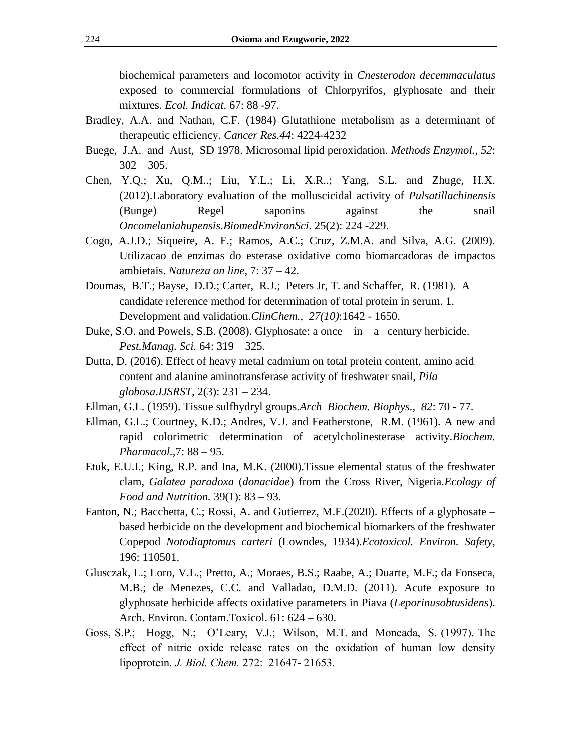biochemical parameters and locomotor activity in *Cnesterodon decemmaculatus* exposed to commercial formulations of Chlorpyrifos, glyphosate and their mixtures. *Ecol. Indicat*. 67: 88 -97.

Bradley, A.A. and Nathan, C.F. (1984) Glutathione metabolism as a determinant of therapeutic efficiency. *Cancer Res.44*: 4224-4232

Buege, J.A. and Aust, SD 1978. Microsomal lipid peroxidation. *Methods Enzymol., 52*: 302 – 305.

Chen, Y.Q.; Xu, Q.M..; Liu, Y.L.; Li, X.R..; Yang, S.L. and Zhuge, H.X. (2012).Laboratory evaluation of the molluscicidal activity of *Pulsatillachinensis* (Bunge) Regel saponins against the snail *Oncomelaniahupensis*.*BiomedEnvironSci*. 25(2): 224 -229.

Cogo, A.J.D.; Siqueire, A. F.; Ramos, A.C.; Cruz, Z.M.A. and Silva, A.G. (2009). Utilizacao de enzimas do esterase oxidative como biomarcadoras de impactos ambietais. *Natureza on line*, 7: 37 – 42.

Doumas, B.T.; Bayse, D.D.; Carter, R.J.; Peters Jr, T. and Schaffer, R. (1981). A candidate reference method for determination of total protein in serum. 1. Development and validation.*ClinChem., 27(10)*:1642 - 1650.

Duke, S.O. and Powels, S.B. (2008). Glyphosate: a once – in – a –century herbicide. *Pest.Manag. Sci.* 64: 319 – 325.

Dutta, D. (2016). Effect of heavy metal cadmium on total protein content, amino acid content and alanine aminotransferase activity of freshwater snail, *Pila globosa*.*IJSRST*, 2(3): 231 – 234.

Ellman, G.L. (1959). Tissue sulfhydryl groups.*Arch Biochem. Biophys., 82*: 70 - 77.

Ellman, G.L.; Courtney, K.D.; Andres, V.J. and Featherstone, R.M. (1961). A new and rapid colorimetric determination of acetylcholinesterase activity.*Biochem. Pharmacol.*,7: 88 – 95.

Etuk, E.U.I.; King, R.P. and Ina, M.K. (2000).Tissue elemental status of the freshwater clam, *Galatea paradoxa* (*donacidae*) from the Cross River, Nigeria.*Ecology of Food and Nutrition.* 39(1): 83 – 93.

Fanton, N.; Bacchetta, C.; Rossi, A. and Gutierrez, M.F.(2020). Effects of a glyphosate – based herbicide on the development and biochemical biomarkers of the freshwater Copepod *Notodiaptomus carteri* (Lowndes, 1934).*Ecotoxicol. Environ. Safety*, 196: 110501.

Glusczak, L.; Loro, V.L.; Pretto, A.; Moraes, B.S.; Raabe, A.; Duarte, M.F.; da Fonseca, M.B.; de Menezes, C.C. and Valladao, D.M.D. (2011). Acute exposure to glyphosate herbicide affects oxidative parameters in Piava (*Leporinusobtusidens*). Arch. Environ. Contam.Toxicol. 61: 624 – 630.

Goss, S.P.; Hogg, N.; O'Leary, V.J.; Wilson, M.T. and Moncada, S. (1997). The effect of nitric oxide release rates on the oxidation of human low density lipoprotein. *J. Biol. Chem.* 272: 21647- 21653.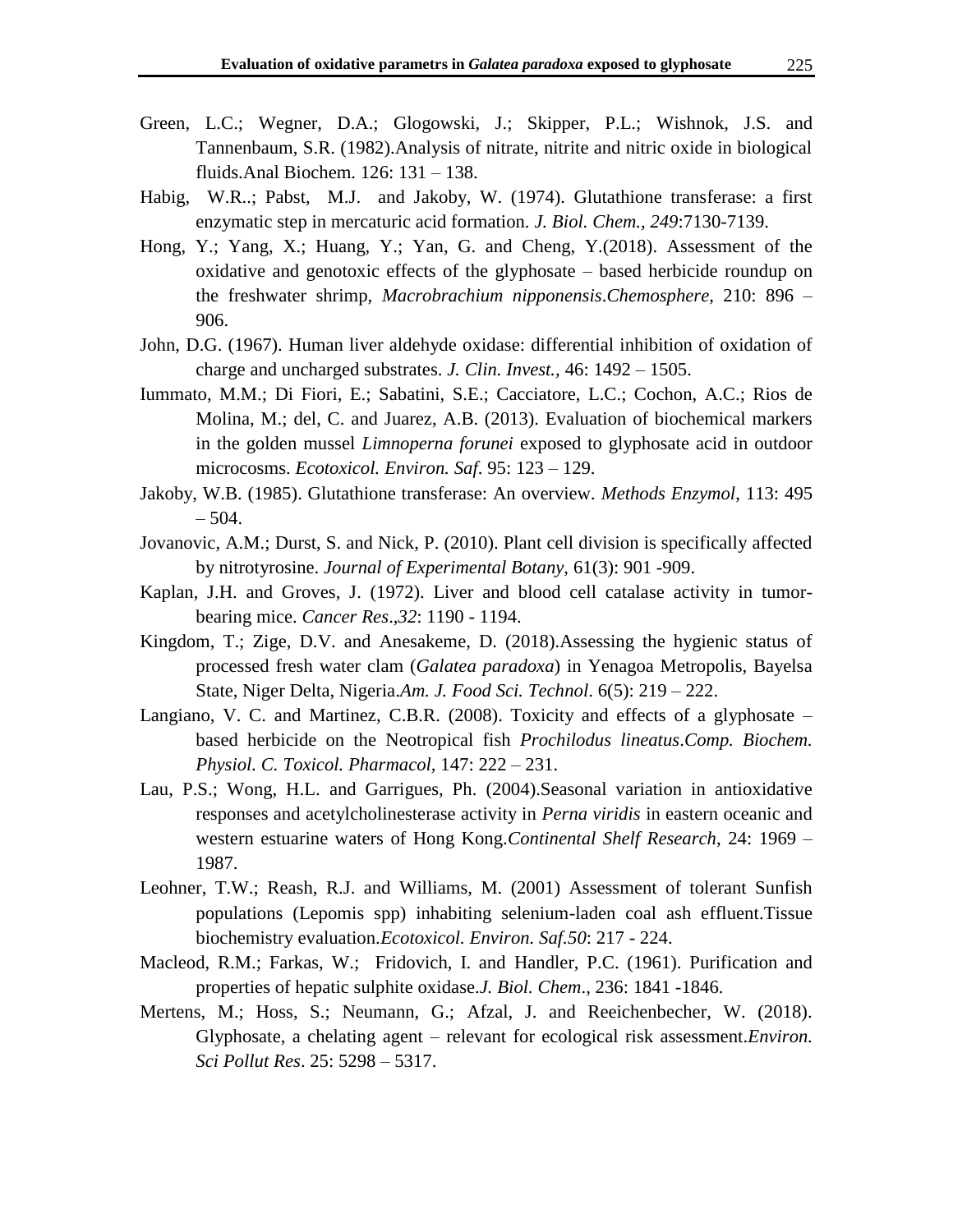Green, L.C.; Wegner, D.A.; Glogowski, J.; Skipper, P.L.; Wishnok, J.S. and Tannenbaum, S.R. (1982).Analysis of nitrate, nitrite and nitric oxide in biological fluids.Anal Biochem. 126: 131 – 138.

Habig, W.R..; Pabst, M.J. and Jakoby, W. (1974). Glutathione transferase: a first enzymatic step in mercaturic acid formation. *J. Biol. Chem.*, *249*:7130-7139.

Hong, Y.; Yang, X.; Huang, Y.; Yan, G. and Cheng, Y.(2018). Assessment of the oxidative and genotoxic effects of the glyphosate – based herbicide roundup on the freshwater shrimp, *Macrobrachium nipponensis*.*Chemosphere*, 210: 896 – 906.

John, D.G. (1967). Human liver aldehyde oxidase: differential inhibition of oxidation of charge and uncharged substrates. *J. Clin. Invest.*, 46: 1492 – 1505.

Iummato, M.M.; Di Fiori, E.; Sabatini, S.E.; Cacciatore, L.C.; Cochon, A.C.; Rios de Molina, M.; del, C. and Juarez, A.B. (2013). Evaluation of biochemical markers in the golden mussel *Limnoperna forunei* exposed to glyphosate acid in outdoor microcosms. *Ecotoxicol. Environ. Saf*. 95: 123 – 129.

Jakoby, W.B. (1985). Glutathione transferase: An overview. *Methods Enzymol*, 113: 495 – 504.

Jovanovic, A.M.; Durst, S. and Nick, P. (2010). Plant cell division is specifically affected by nitrotyrosine. *Journal of Experimental Botany*, 61(3): 901 -909.

Kaplan, J.H. and Groves, J. (1972). Liver and blood cell catalase activity in tumor-bearing mice. *Cancer Res*.,*32*: 1190 - 1194.

Kingdom, T.; Zige, D.V. and Anesakeme, D. (2018).Assessing the hygienic status of processed fresh water clam (*Galatea paradoxa*) in Yenagoa Metropolis, Bayelsa State, Niger Delta, Nigeria.*Am. J. Food Sci. Technol*. 6(5): 219 – 222.

Langiano, V. C. and Martinez, C.B.R. (2008). Toxicity and effects of a glyphosate – based herbicide on the Neotropical fish *Prochilodus lineatus*.*Comp. Biochem. Physiol. C. Toxicol. Pharmacol,* 147: 222 – 231.

Lau, P.S.; Wong, H.L. and Garrigues, Ph. (2004).Seasonal variation in antioxidative responses and acetylcholinesterase activity in *Perna viridis* in eastern oceanic and western estuarine waters of Hong Kong.*Continental Shelf Research*, 24: 1969 – 1987.

Leohner, T.W.; Reash, R.J. and Williams, M. (2001) Assessment of tolerant Sunfish populations (Lepomis spp) inhabiting selenium-laden coal ash effluent.Tissue biochemistry evaluation.*Ecotoxicol. Environ. Saf.50*: 217 - 224.

Macleod, R.M.; Farkas, W.; Fridovich, I. and Handler, P.C. (1961). Purification and properties of hepatic sulphite oxidase.*J. Biol. Chem*., 236: 1841 -1846.

Mertens, M.; Hoss, S.; Neumann, G.; Afzal, J. and Reeichenbecher, W. (2018). Glyphosate, a chelating agent – relevant for ecological risk assessment.*Environ. Sci Pollut Res*. 25: 5298 – 5317.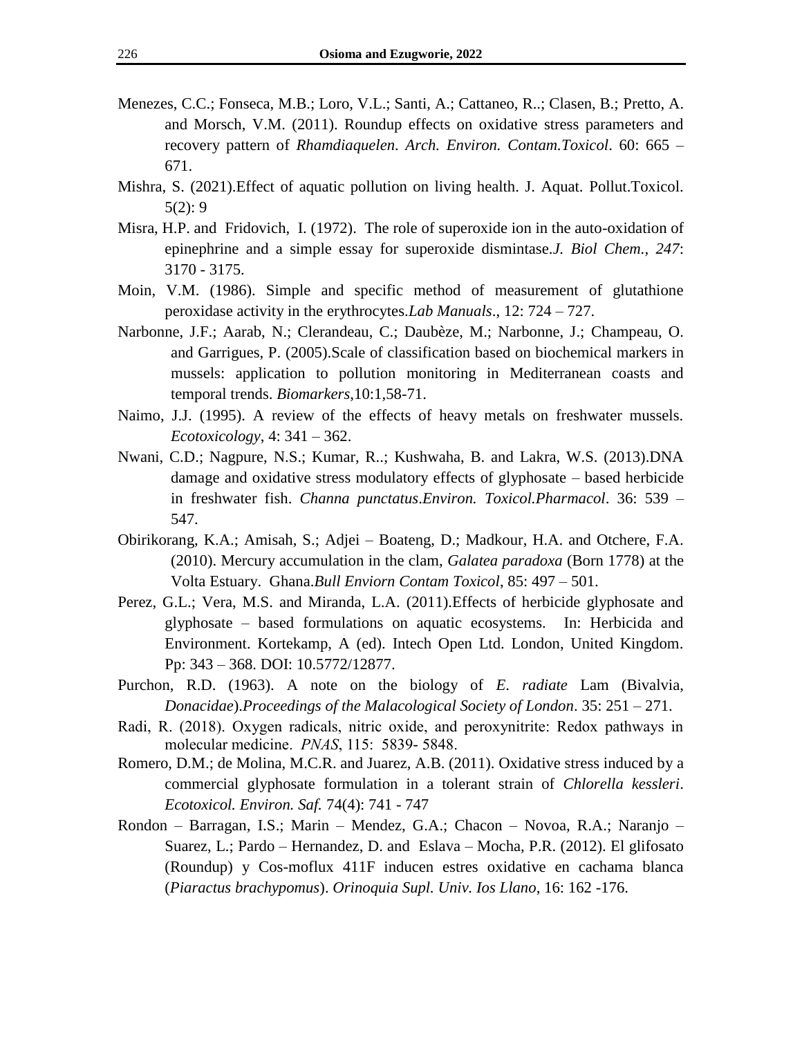Menezes, C.C.; Fonseca, M.B.; Loro, V.L.; Santi, A.; Cattaneo, R..; Clasen, B.; Pretto, A. and Morsch, V.M. (2011). Roundup effects on oxidative stress parameters and recovery pattern of *Rhamdiaquelen*. *Arch. Environ. Contam.Toxicol*. 60: 665 – 671.

Mishra, S. (2021).Effect of aquatic pollution on living health. J. Aquat. Pollut.Toxicol. 5(2): 9

Misra, H.P. and Fridovich, I. (1972). The role of superoxide ion in the auto-oxidation of epinephrine and a simple essay for superoxide dismintase.*J. Biol Chem., 247*: 3170 - 3175.

Moin, V.M. (1986). Simple and specific method of measurement of glutathione peroxidase activity in the erythrocytes.*Lab Manuals*., 12: 724 – 727.

Narbonne, J.F.; Aarab, N.; Clerandeau, C.; Daubèze, M.; Narbonne, J.; Champeau, O. and Garrigues, P. (2005).Scale of classification based on biochemical markers in mussels: application to pollution monitoring in Mediterranean coasts and temporal trends. *Biomarkers*,10:1,58-71.

Naimo, J.J. (1995). A review of the effects of heavy metals on freshwater mussels. *Ecotoxicology*, 4: 341 – 362.

Nwani, C.D.; Nagpure, N.S.; Kumar, R..; Kushwaha, B. and Lakra, W.S. (2013).DNA damage and oxidative stress modulatory effects of glyphosate – based herbicide in freshwater fish. *Channa punctatus*.*Environ. Toxicol.Pharmacol*. 36: 539 – 547.

Obirikorang, K.A.; Amisah, S.; Adjei – Boateng, D.; Madkour, H.A. and Otchere, F.A. (2010). Mercury accumulation in the clam, *Galatea paradoxa* (Born 1778) at the Volta Estuary. Ghana.*Bull Enviorn Contam Toxicol*, 85: 497 – 501.

Perez, G.L.; Vera, M.S. and Miranda, L.A. (2011).Effects of herbicide glyphosate and glyphosate – based formulations on aquatic ecosystems. In: Herbicida and Environment. Kortekamp, A (ed). Intech Open Ltd. London, United Kingdom. Pp: 343 – 368. DOI: 10.5772/12877.

Purchon, R.D. (1963). A note on the biology of *E. radiate* Lam (Bivalvia, *Donacidae*).*Proceedings of the Malacological Society of London*. 35: 251 – 271.

Radi, R. (2018). Oxygen radicals, nitric oxide, and peroxynitrite: Redox pathways in molecular medicine. *PNAS*, 115: 5839- 5848.

Romero, D.M.; de Molina, M.C.R. and Juarez, A.B. (2011). Oxidative stress induced by a commercial glyphosate formulation in a tolerant strain of *Chlorella kessleri*. *Ecotoxicol. Environ. Saf.* 74(4): 741 - 747

Rondon – Barragan, I.S.; Marin – Mendez, G.A.; Chacon – Novoa, R.A.; Naranjo – Suarez, L.; Pardo – Hernandez, D. and Eslava – Mocha, P.R. (2012). El glifosato (Roundup) y Cos-moflux 411F inducen estres oxidative en cachama blanca (*Piaractus brachypomus*). *Orinoquia Supl. Univ. Ios Llano*, 16: 162 -176.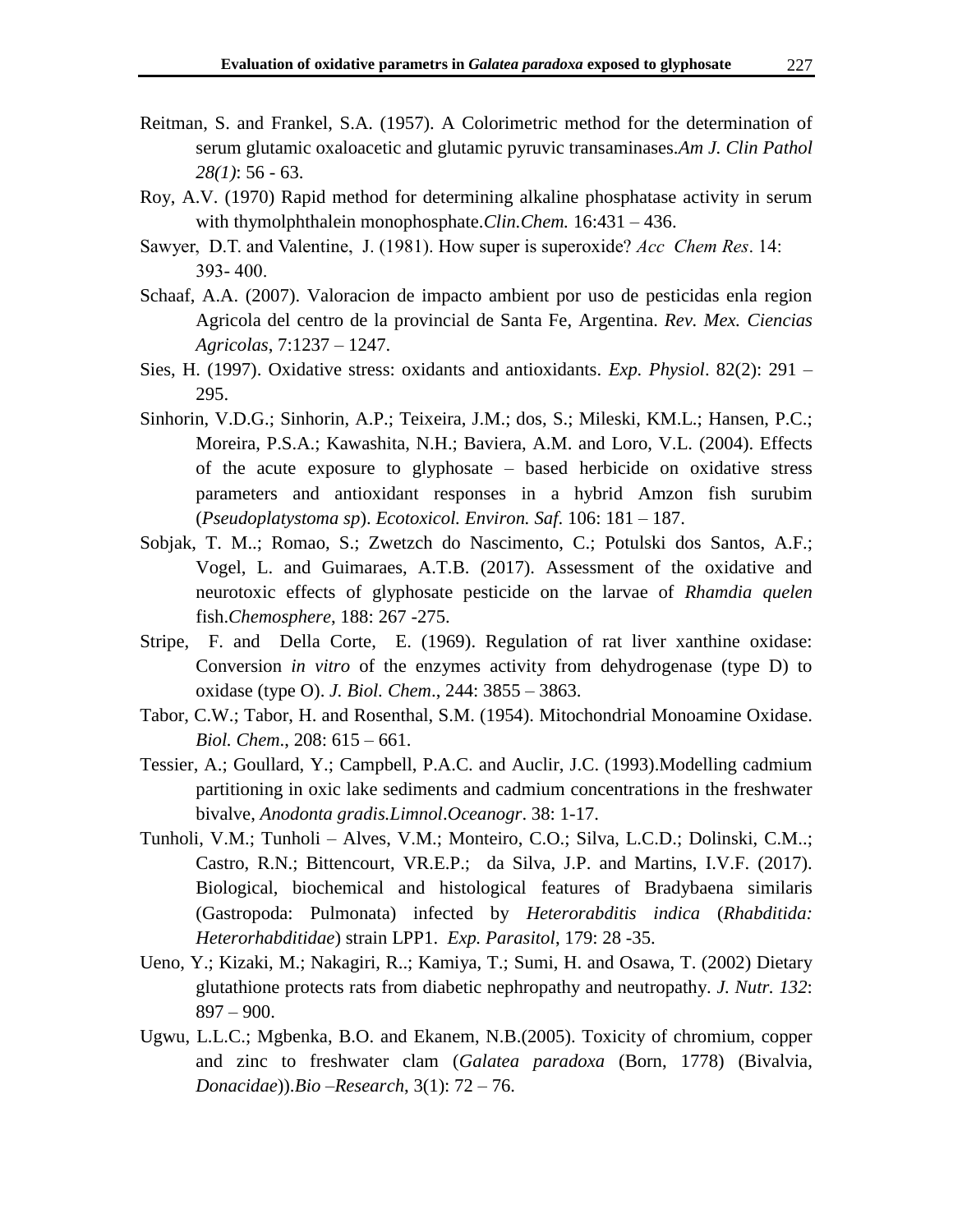Reitman, S. and Frankel, S.A. (1957). A Colorimetric method for the determination of serum glutamic oxaloacetic and glutamic pyruvic transaminases.*Am J. Clin Pathol 28(1)*: 56 - 63.

Roy, A.V. (1970) Rapid method for determining alkaline phosphatase activity in serum with thymolphthalein monophosphate.*Clin.Chem.* 16:431 – 436.

Sawyer, D.T. and Valentine, J. (1981). How super is superoxide? *Acc Chem Res*. 14: 393- 400.

Schaaf, A.A. (2007). Valoracion de impacto ambient por uso de pesticidas enla region Agricola del centro de la provincial de Santa Fe, Argentina. *Rev. Mex. Ciencias Agricolas*, 7:1237 – 1247.

Sies, H. (1997). Oxidative stress: oxidants and antioxidants. *Exp. Physiol*. 82(2): 291 – 295.

Sinhorin, V.D.G.; Sinhorin, A.P.; Teixeira, J.M.; dos, S.; Mileski, KM.L.; Hansen, P.C.; Moreira, P.S.A.; Kawashita, N.H.; Baviera, A.M. and Loro, V.L. (2004). Effects of the acute exposure to glyphosate – based herbicide on oxidative stress parameters and antioxidant responses in a hybrid Amzon fish surubim (*Pseudoplatystoma sp*). *Ecotoxicol. Environ. Saf*. 106: 181 – 187.

Sobjak, T. M..; Romao, S.; Zwetzch do Nascimento, C.; Potulski dos Santos, A.F.; Vogel, L. and Guimaraes, A.T.B. (2017). Assessment of the oxidative and neurotoxic effects of glyphosate pesticide on the larvae of *Rhamdia quelen* fish.*Chemosphere*, 188: 267 -275.

Stripe, F. and Della Corte, E. (1969). Regulation of rat liver xanthine oxidase: Conversion *in vitro* of the enzymes activity from dehydrogenase (type D) to oxidase (type O). *J. Biol. Chem*., 244: 3855 – 3863.

Tabor, C.W.; Tabor, H. and Rosenthal, S.M. (1954). Mitochondrial Monoamine Oxidase. *Biol. Chem*., 208: 615 – 661.

Tessier, A.; Goullard, Y.; Campbell, P.A.C. and Auclir, J.C. (1993).Modelling cadmium partitioning in oxic lake sediments and cadmium concentrations in the freshwater bivalve, *Anodonta gradis.Limnol*.*Oceanogr*. 38: 1-17.

Tunholi, V.M.; Tunholi – Alves, V.M.; Monteiro, C.O.; Silva, L.C.D.; Dolinski, C.M..; Castro, R.N.; Bittencourt, VR.E.P.; da Silva, J.P. and Martins, I.V.F. (2017). Biological, biochemical and histological features of Bradybaena similaris (Gastropoda: Pulmonata) infected by *Heterorabditis indica* (*Rhabditida: Heterorhabditidae*) strain LPP1. *Exp. Parasitol*, 179: 28 -35.

Ueno, Y.; Kizaki, M.; Nakagiri, R..; Kamiya, T.; Sumi, H. and Osawa, T. (2002) Dietary glutathione protects rats from diabetic nephropathy and neutropathy. *J. Nutr. 132*: 897 – 900.

Ugwu, L.L.C.; Mgbenka, B.O. and Ekanem, N.B.(2005). Toxicity of chromium, copper and zinc to freshwater clam (*Galatea paradoxa* (Born, 1778) (Bivalvia, *Donacidae*)).*Bio –Research*, 3(1): 72 – 76.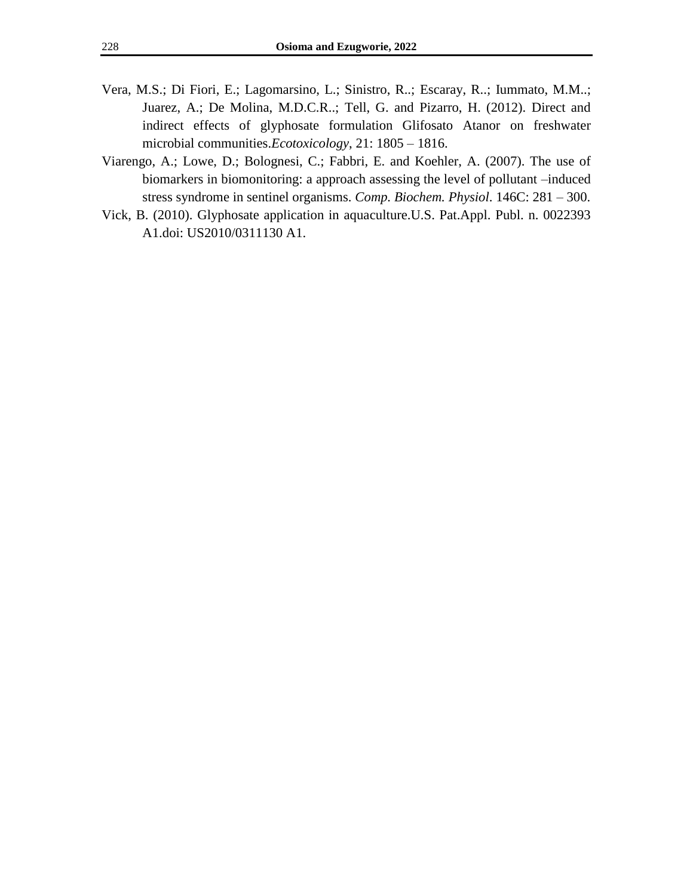Vera, M.S.; Di Fiori, E.; Lagomarsino, L.; Sinistro, R..; Escaray, R..; Iummato, M.M..; Juarez, A.; De Molina, M.D.C.R..; Tell, G. and Pizarro, H. (2012). Direct and indirect effects of glyphosate formulation Glifosato Atanor on freshwater microbial communities.*Ecotoxicology*, 21: 1805 – 1816.

Viarengo, A.; Lowe, D.; Bolognesi, C.; Fabbri, E. and Koehler, A. (2007). The use of biomarkers in biomonitoring: a approach assessing the level of pollutant –induced stress syndrome in sentinel organisms. *Comp. Biochem. Physiol*. 146C: 281 – 300.

Vick, B. (2010). Glyphosate application in aquaculture.U.S. Pat.Appl. Publ. n. 0022393 A1.doi: US2010/0311130 A1.